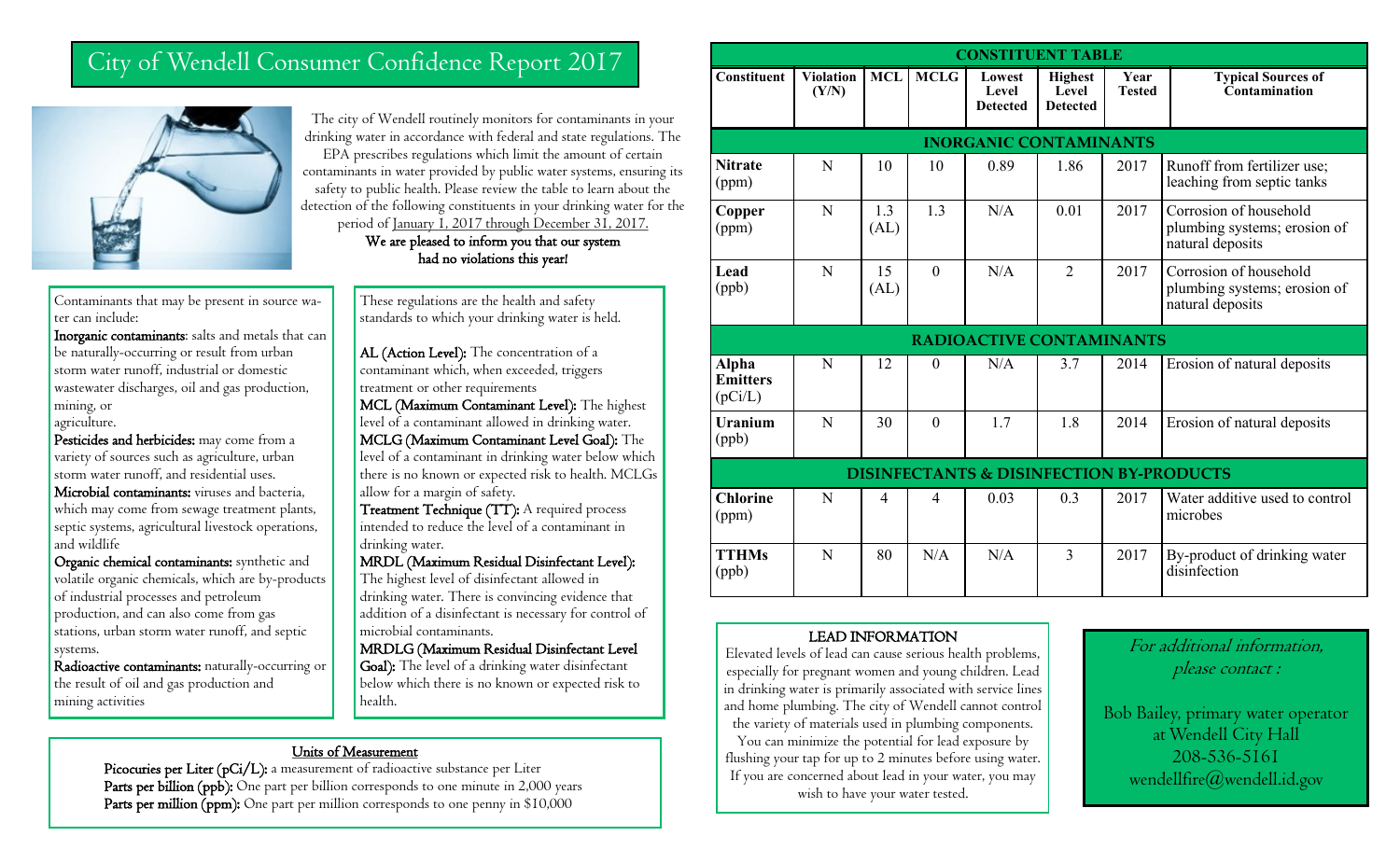# City of Wendell Consumer Confidence Report 2017

The city of Wendell routinely monitors for contaminants in your drinking water in accordance with federal and state regulations. The EPA prescribes regulations which limit the amount of certain contaminants in water provided by public water systems, ensuring its safety to public health. Please review the table to learn about the detection of the following constituents in your drinking water for the period of January 1, 2017 through December 31, 2017.

**We are pleased to inform you that our system had no violations this year!**

Contaminants that may be present in source water can include:

**Inorganic contaminants**: salts and metals that can be naturally-occurring or result from urban storm water runoff, industrial or domestic wastewater discharges, oil and gas production, mining, or agriculture.

**Pesticides and herbicides:** may come from a variety of sources such as agriculture, urban storm water runoff, and residential uses.

**Microbial contaminants:** viruses and bacteria, which may come from sewage treatment plants, septic systems, agricultural livestock operations, and wildlife

**Organic chemical contaminants:** synthetic and volatile organic chemicals, which are by-products of industrial processes and petroleum production, and can also come from gas stations, urban storm water runoff, and septic systems.

**Radioactive contaminants:** naturally-occurring or the result of oil and gas production and mining activities

These regulations are the health and safety standards to which your drinking water is held.

**AL (Action Level):** The concentration of a contaminant which, when exceeded, triggers treatment or other requirements

**MCL (Maximum Contaminant Level):** The highest level of a contaminant allowed in drinking water.

**MCLG (Maximum Contaminant Level Goal):** The level of a contaminant in drinking water below which there is no known or expected risk to health. MCLGs allow for a margin of safety.

**Treatment Technique (TT):** A required process intended to reduce the level of a contaminant in drinking water.

**MRDL (Maximum Residual Disinfectant Level):** The highest level of disinfectant allowed in drinking water. There is convincing evidence that addition of a disinfectant is necessary for control of microbial contaminants.

**MRDLG (Maximum Residual Disinfectant Level Goal):** The level of a drinking water disinfectant below which there is no known or expected risk to health.

## Units of Measurement

**Picocuries per Liter (pCi/L):** a measurement of radioactive substance per Liter

**Parts per billion (ppb):** One part per billion corresponds to one minute in 2,000 years

**Parts per million (ppm):** One part per million corresponds to one penny in $10,000

## CONSTITUENT TABLE

| Constituent | Violation (Y/N) | MCL | MCLG | Lowest Level Detected | Highest Level Detected | Year Tested | Typical Sources of Contamination |
|---|---|---|---|---|---|---|---|
| **INORGANIC CONTAMINANTS** | | | | | | | |
| **Nitrate** (ppm) | N | 10 | 10 | 0.89 | 1.86 | 2017 | Runoff from fertilizer use; leaching from septic tanks |
| **Copper** (ppm) | N | 1.3 (AL) | 1.3 | N/A | 0.01 | 2017 | Corrosion of household plumbing systems; erosion of natural deposits |
| **Lead** (ppb) | N | 15 (AL) | 0 | N/A | 2 | 2017 | Corrosion of household plumbing systems; erosion of natural deposits |
| **RADIOACTIVE CONTAMINANTS** | | | | | | | |
| **Alpha Emitters** (pCi/L) | N | 12 | 0 | N/A | 3.7 | 2014 | Erosion of natural deposits |
| **Uranium** (ppb) | N | 30 | 0 | 1.7 | 1.8 | 2014 | Erosion of natural deposits |
| **DISINFECTANTS & DISINFECTION BY-PRODUCTS** | | | | | | | |
| **Chlorine** (ppm) | N | 4 | 4 | 0.03 | 0.3 | 2017 | Water additive used to control microbes |
| **TTHMs** (ppb) | N | 80 | N/A | N/A | 3 | 2017 | By-product of drinking water disinfection |

## LEAD INFORMATION

Elevated levels of lead can cause serious health problems, especially for pregnant women and young children. Lead in drinking water is primarily associated with service lines and home plumbing. The city of Wendell cannot control the variety of materials used in plumbing components. You can minimize the potential for lead exposure by flushing your tap for up to 2 minutes before using water. If you are concerned about lead in your water, you may wish to have your water tested.

*For additional information, please contact :*

Bob Bailey, primary water operator
at Wendell City Hall
208-536-5161
wendellfire@wendell.id.gov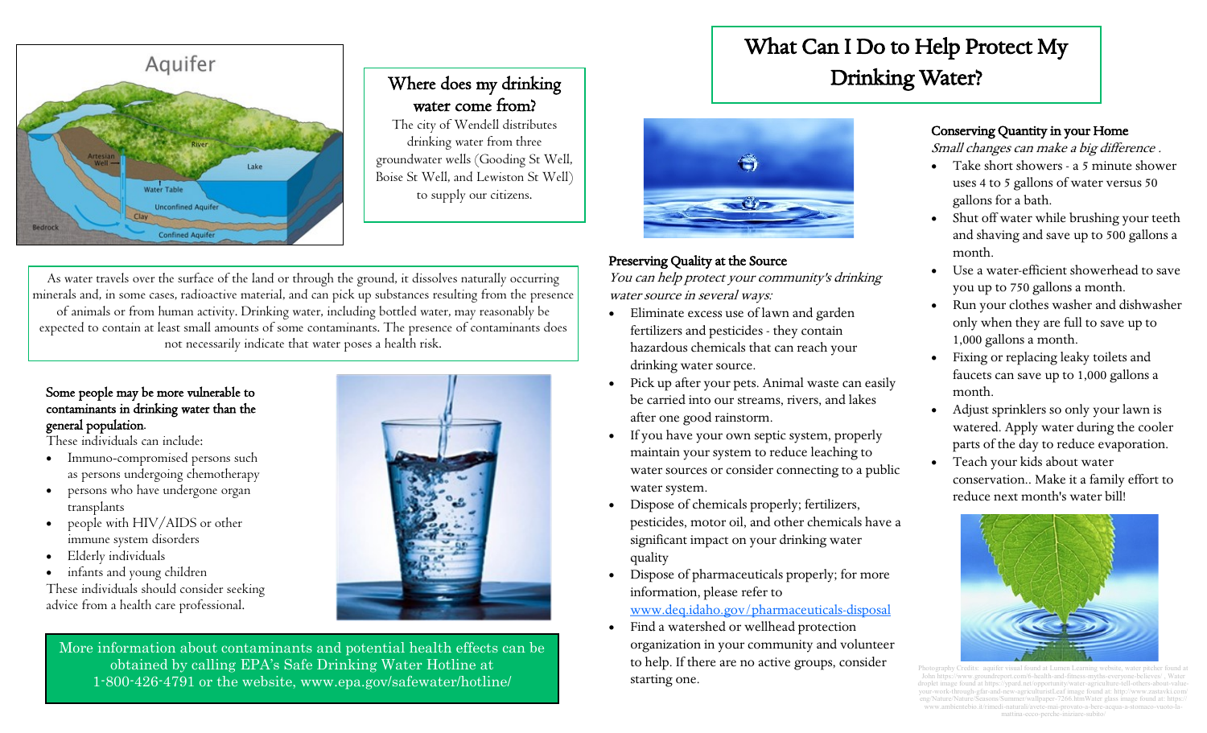Aquifer

River

Artesian Well

Lake

Water Table

Unconfined Aquifer

Clay

Bedrock

Confined Aquifer

## Where does my drinking water come from?

The city of Wendell distributes drinking water from three groundwater wells (Gooding St Well, Boise St Well, and Lewiston St Well) to supply our citizens.

As water travels over the surface of the land or through the ground, it dissolves naturally occurring minerals and, in some cases, radioactive material, and can pick up substances resulting from the presence of animals or from human activity. Drinking water, including bottled water, may reasonably be expected to contain at least small amounts of some contaminants. The presence of contaminants does not necessarily indicate that water poses a health risk.

### Some people may be more vulnerable to contaminants in drinking water than the general population.

These individuals can include:

- Immuno-compromised persons such as persons undergoing chemotherapy
- persons who have undergone organ transplants
- people with HIV/AIDS or other immune system disorders
- Elderly individuals
- infants and young children

These individuals should consider seeking advice from a health care professional.

More information about contaminants and potential health effects can be obtained by calling EPA's Safe Drinking Water Hotline at 1-800-426-4791 or the website, www.epa.gov/safewater/hotline/

# What Can I Do to Help Protect My Drinking Water?

### Preserving Quality at the Source

*You can help protect your community's drinking water source in several ways:*

- Eliminate excess use of lawn and garden fertilizers and pesticides - they contain hazardous chemicals that can reach your drinking water source.
- Pick up after your pets. Animal waste can easily be carried into our streams, rivers, and lakes after one good rainstorm.
- If you have your own septic system, properly maintain your system to reduce leaching to water sources or consider connecting to a public water system.
- Dispose of chemicals properly; fertilizers, pesticides, motor oil, and other chemicals have a significant impact on your drinking water quality
- Dispose of pharmaceuticals properly; for more information, please refer to [www.deq.idaho.gov/pharmaceuticals-disposal](www.deq.idaho.gov/pharmaceuticals-disposal)
- Find a watershed or wellhead protection organization in your community and volunteer to help. If there are no active groups, consider starting one.

### Conserving Quantity in your Home

*Small changes can make a big difference .*

- Take short showers - a 5 minute shower uses 4 to 5 gallons of water versus 50 gallons for a bath.
- Shut off water while brushing your teeth and shaving and save up to 500 gallons a month.
- Use a water-efficient showerhead to save you up to 750 gallons a month.
- Run your clothes washer and dishwasher only when they are full to save up to 1,000 gallons a month.
- Fixing or replacing leaky toilets and faucets can save up to 1,000 gallons a month.
- Adjust sprinklers so only your lawn is watered. Apply water during the cooler parts of the day to reduce evaporation.
- Teach your kids about water conservation.. Make it a family effort to reduce next month's water bill!

Photography Credits: aquifer visual found at Lumen Learning website, water pitcher found at John https://www.groundreport.com/6-health-and-fitness-myths-everyone-believes/ , Water droplet image found at https://ypard.net/opportunity/water-agriculture-tell-others-about-value-your-work-through-gfar-and-new-agriculturistLeaf image found at: http://www.zastavki.com/eng/Nature/Nature/Seasons/Summer/wallpaper-7260.htmWater glass image found at: https://www.ambientebio.it/rimedi-naturali/avete-mai-provato-a-bere-acqua-a-stomaco-vuoto-la-mattina-ecco-perche-iniziare-subito/